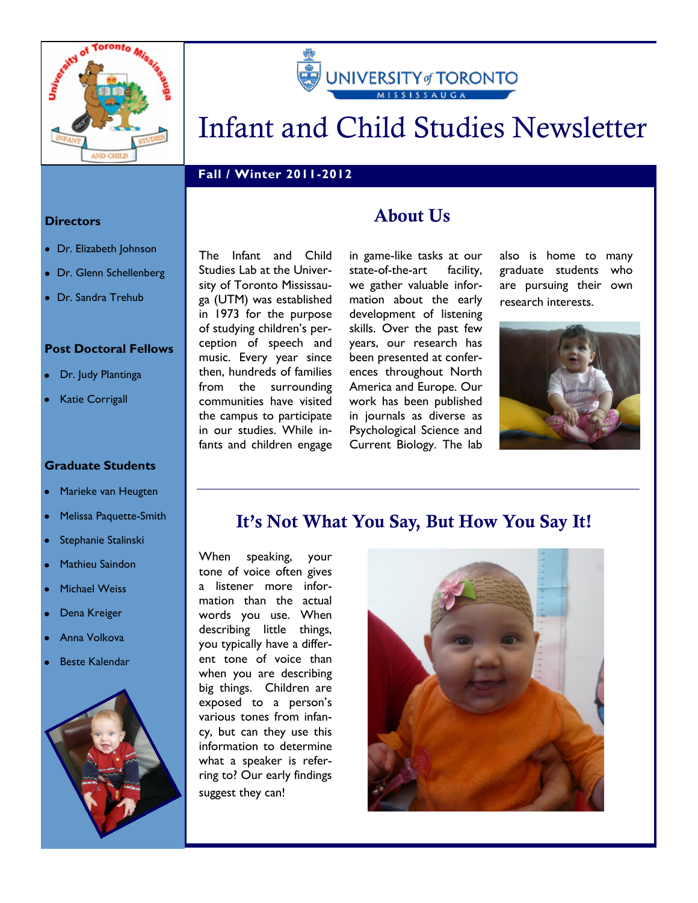# Infant and Child Studies Newsletter

**Fall / Winter 2011-2012**

### Directors

- Dr. Elizabeth Johnson
- Dr. Glenn Schellenberg
- Dr. Sandra Trehub

### Post Doctoral Fellows

- Dr. Judy Plantinga
- Katie Corrigall

### Graduate Students

- Marieke van Heugten
- Melissa Paquette-Smith
- Stephanie Stalinski
- Mathieu Saindon
- Michael Weiss
- Dena Kreiger
- Anna Volkova
- Beste Kalendar

## About Us

The Infant and Child Studies Lab at the University of Toronto Mississauga (UTM) was established in 1973 for the purpose of studying children's perception of speech and music. Every year since then, hundreds of families from the surrounding communities have visited the campus to participate in our studies. While infants and children engage in game-like tasks at our state-of-the-art facility, we gather valuable information about the early development of listening skills. Over the past few years, our research has been presented at conferences throughout North America and Europe. Our work has been published in journals as diverse as Psychological Science and Current Biology. The lab also is home to many graduate students who are pursuing their own research interests.

## It's Not What You Say, But How You Say It!

When speaking, your tone of voice often gives a listener more information than the actual words you use. When describing little things, you typically have a different tone of voice than when you are describing big things. Children are exposed to a person's various tones from infancy, but can they use this information to determine what a speaker is referring to? Our early findings suggest they can!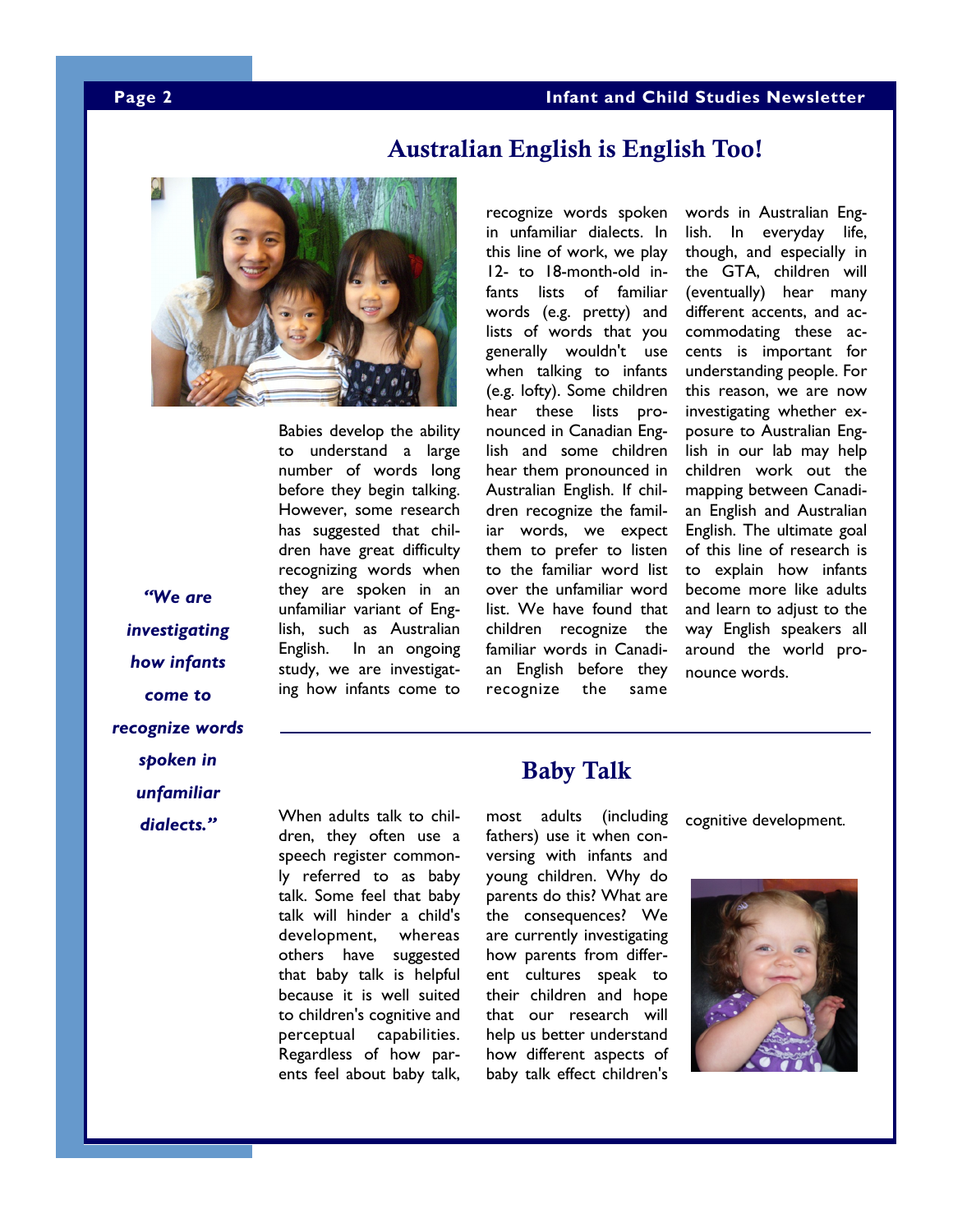## Australian English is English Too!

*"We are investigating how infants come to recognize words spoken in unfamiliar dialects."*

Babies develop the ability to understand a large number of words long before they begin talking. However, some research has suggested that children have great difficulty recognizing words when they are spoken in an unfamiliar variant of English, such as Australian English. In an ongoing study, we are investigating how infants come to recognize words spoken in unfamiliar dialects. In this line of work, we play 12- to 18-month-old infants lists of familiar words (e.g. pretty) and lists of words that you generally wouldn't use when talking to infants (e.g. lofty). Some children hear these lists pronounced in Canadian English and some children hear them pronounced in Australian English. If children recognize the familiar words, we expect them to prefer to listen to the familiar word list over the unfamiliar word list. We have found that children recognize the familiar words in Canadian English before they recognize the same words in Australian English. In everyday life, though, and especially in the GTA, children will (eventually) hear many different accents, and accommodating these accents is important for understanding people. For this reason, we are now investigating whether exposure to Australian English in our lab may help children work out the mapping between Canadian English and Australian English. The ultimate goal of this line of research is to explain how infants become more like adults and learn to adjust to the way English speakers all around the world pronounce words.

## Baby Talk

When adults talk to children, they often use a speech register commonly referred to as baby talk. Some feel that baby talk will hinder a child's development, whereas others have suggested that baby talk is helpful because it is well suited to children's cognitive and perceptual capabilities. Regardless of how parents feel about baby talk, most adults (including fathers) use it when conversing with infants and young children. Why do parents do this? What are the consequences? We are currently investigating how parents from different cultures speak to their children and hope that our research will help us better understand how different aspects of baby talk effect children's cognitive development.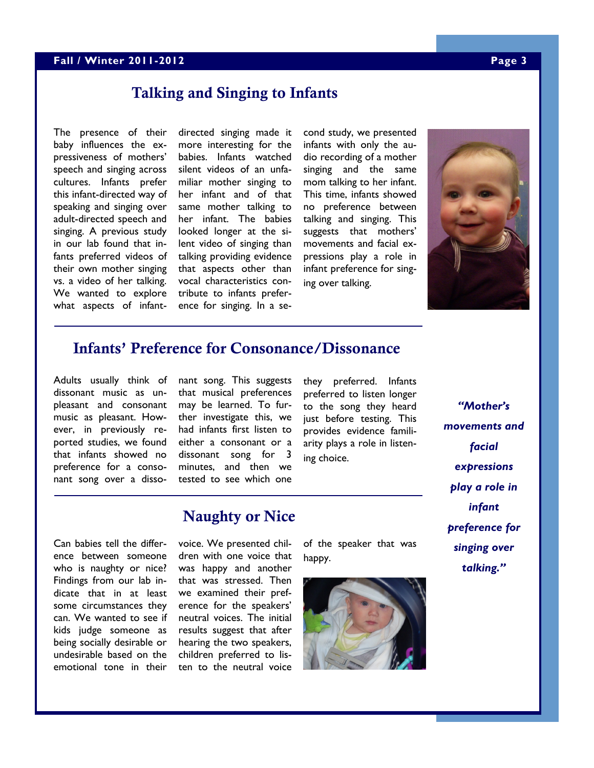## Talking and Singing to Infants

The presence of their baby influences the expressiveness of mothers' speech and singing across cultures. Infants prefer this infant-directed way of speaking and singing over adult-directed speech and singing. A previous study in our lab found that infants preferred videos of their own mother singing vs. a video of her talking. We wanted to explore what aspects of infant-directed singing made it more interesting for the babies. Infants watched silent videos of an unfamiliar mother singing to her infant and of that same mother talking to her infant. The babies looked longer at the silent video of singing than talking providing evidence that aspects other than vocal characteristics contribute to infants preference for singing. In a second study, we presented infants with only the audio recording of a mother singing and the same mom talking to her infant. This time, infants showed no preference between talking and singing. This suggests that mothers' movements and facial expressions play a role in infant preference for singing over talking.

## Infants' Preference for Consonance/Dissonance

Adults usually think of dissonant music as unpleasant and consonant music as pleasant. However, in previously reported studies, we found that infants showed no preference for a consonant song over a dissonant song. This suggests that musical preferences may be learned. To further investigate this, we had infants first listen to either a consonant or a dissonant song for 3 minutes, and then we tested to see which one they preferred. Infants preferred to listen longer to the song they heard just before testing. This provides evidence familiarity plays a role in listening choice.

*"Mother's movements and facial expressions play a role in infant preference for singing over talking."*

## Naughty or Nice

Can babies tell the difference between someone who is naughty or nice? Findings from our lab indicate that in at least some circumstances they can. We wanted to see if kids judge someone as being socially desirable or undesirable based on the emotional tone in their voice. We presented children with one voice that was happy and another that was stressed. Then we examined their preference for the speakers' neutral voices. The initial results suggest that after hearing the two speakers, children preferred to listen to the neutral voice of the speaker that was happy.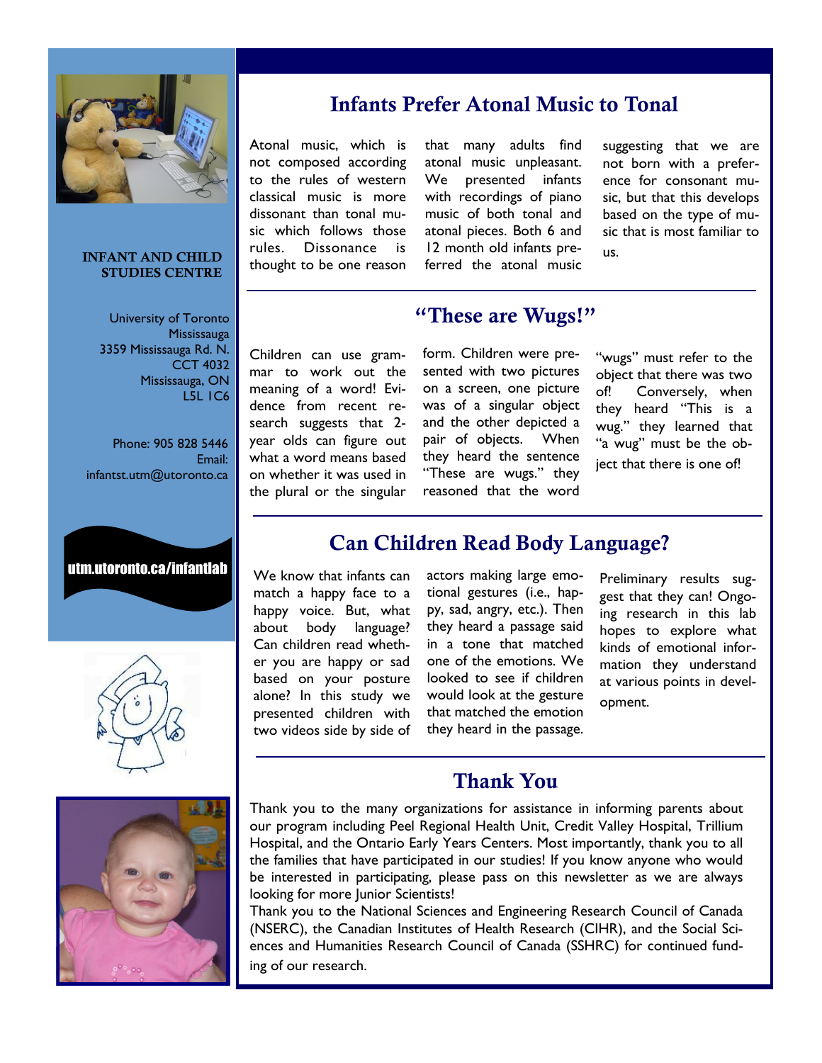**INFANT AND CHILD STUDIES CENTRE**

University of Toronto
Mississauga
3359 Mississauga Rd. N.
CCT 4032
Mississauga, ON
L5L 1C6

Phone: 905 828 5446
Email:
infantst.utm@utoronto.ca

utm.utoronto.ca/infantlab

## Infants Prefer Atonal Music to Tonal

Atonal music, which is not composed according to the rules of western classical music is more dissonant than tonal music which follows those rules. Dissonance is thought to be one reason that many adults find atonal music unpleasant. We presented infants with recordings of piano music of both tonal and atonal pieces. Both 6 and 12 month old infants preferred the atonal music suggesting that we are not born with a preference for consonant music, but that this develops based on the type of music that is most familiar to us.

## "These are Wugs!"

Children can use grammar to work out the meaning of a word! Evidence from recent research suggests that 2-year olds can figure out what a word means based on whether it was used in the plural or the singular form. Children were presented with two pictures on a screen, one picture was of a singular object and the other depicted a pair of objects. When they heard the sentence "These are wugs." they reasoned that the word "wugs" must refer to the object that there was two of! Conversely, when they heard "This is a wug." they learned that "a wug" must be the object that there is one of!

## Can Children Read Body Language?

We know that infants can match a happy face to a happy voice. But, what about body language? Can children read whether you are happy or sad based on your posture alone? In this study we presented children with two videos side by side of actors making large emotional gestures (i.e., happy, sad, angry, etc.). Then they heard a passage said in a tone that matched one of the emotions. We looked to see if children would look at the gesture that matched the emotion they heard in the passage. Preliminary results suggest that they can! Ongoing research in this lab hopes to explore what kinds of emotional information they understand at various points in development.

## Thank You

Thank you to the many organizations for assistance in informing parents about our program including Peel Regional Health Unit, Credit Valley Hospital, Trillium Hospital, and the Ontario Early Years Centers. Most importantly, thank you to all the families that have participated in our studies! If you know anyone who would be interested in participating, please pass on this newsletter as we are always looking for more Junior Scientists!

Thank you to the National Sciences and Engineering Research Council of Canada (NSERC), the Canadian Institutes of Health Research (CIHR), and the Social Sciences and Humanities Research Council of Canada (SSHRC) for continued funding of our research.